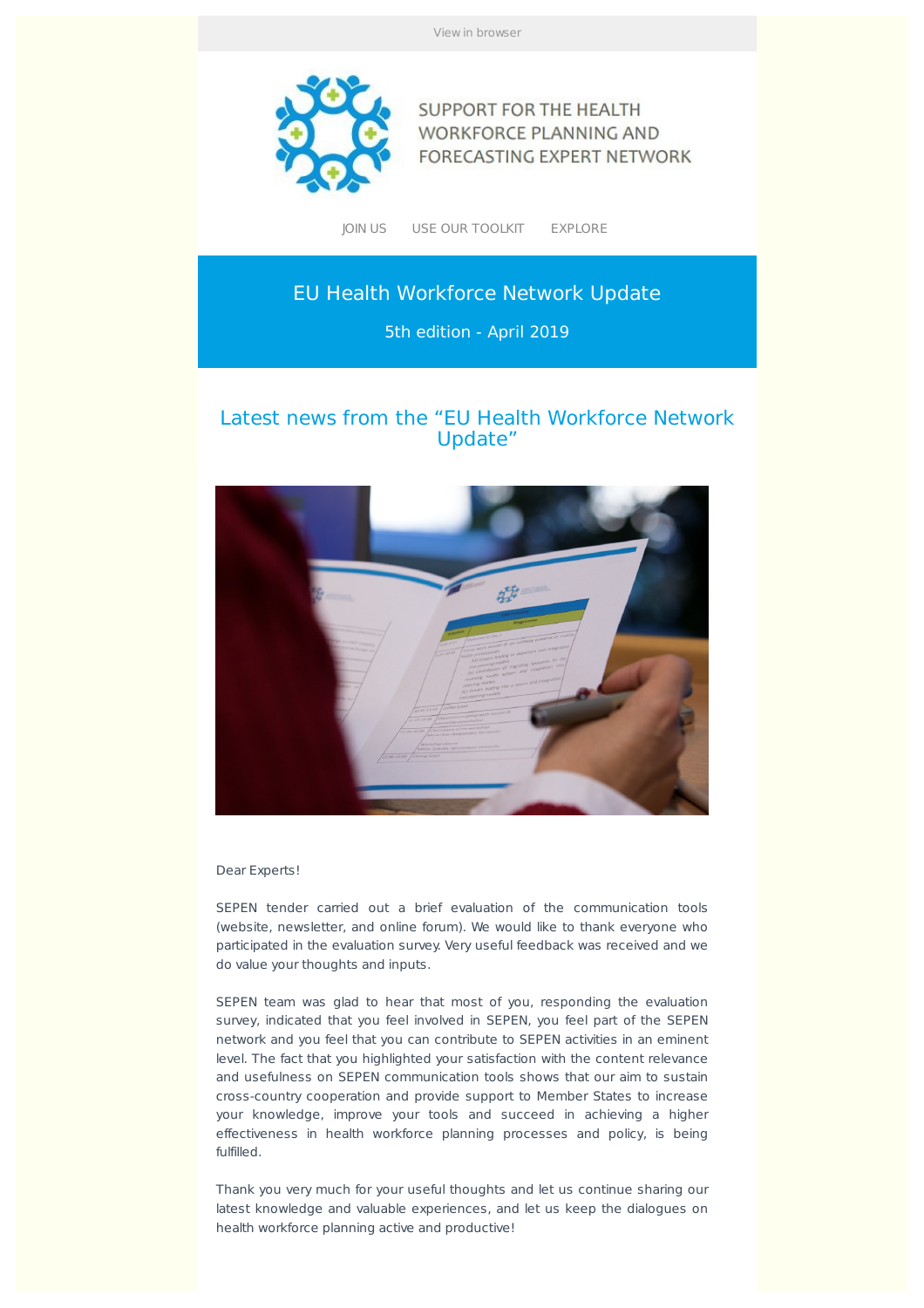View in browser

SUPPORT FOR THE HEALTH WORKFORCE PLANNING AND FORECASTING EXPERT NETWORK

JOIN US USE OUR TOOLKIT EXPLORE

# EU Health Workforce Network Update

5th edition - April 2019

## Latest news from the "EU Health Workforce Network Update"

Dear Experts!

SEPEN tender carried out a brief evaluation of the communication tools (website, newsletter, and online forum). We would like to thank everyone who participated in the evaluation survey. Very useful feedback was received and we do value your thoughts and inputs.

SEPEN team was glad to hear that most of you, responding the evaluation survey, indicated that you feel involved in SEPEN, you feel part of the SEPEN network and you feel that you can contribute to SEPEN activities in an eminent level. The fact that you highlighted your satisfaction with the content relevance and usefulness on SEPEN communication tools shows that our aim to sustain cross-country cooperation and provide support to Member States to increase your knowledge, improve your tools and succeed in achieving a higher effectiveness in health workforce planning processes and policy, is being fulfilled.

Thank you very much for your useful thoughts and let us continue sharing our latest knowledge and valuable experiences, and let us keep the dialogues on health workforce planning active and productive!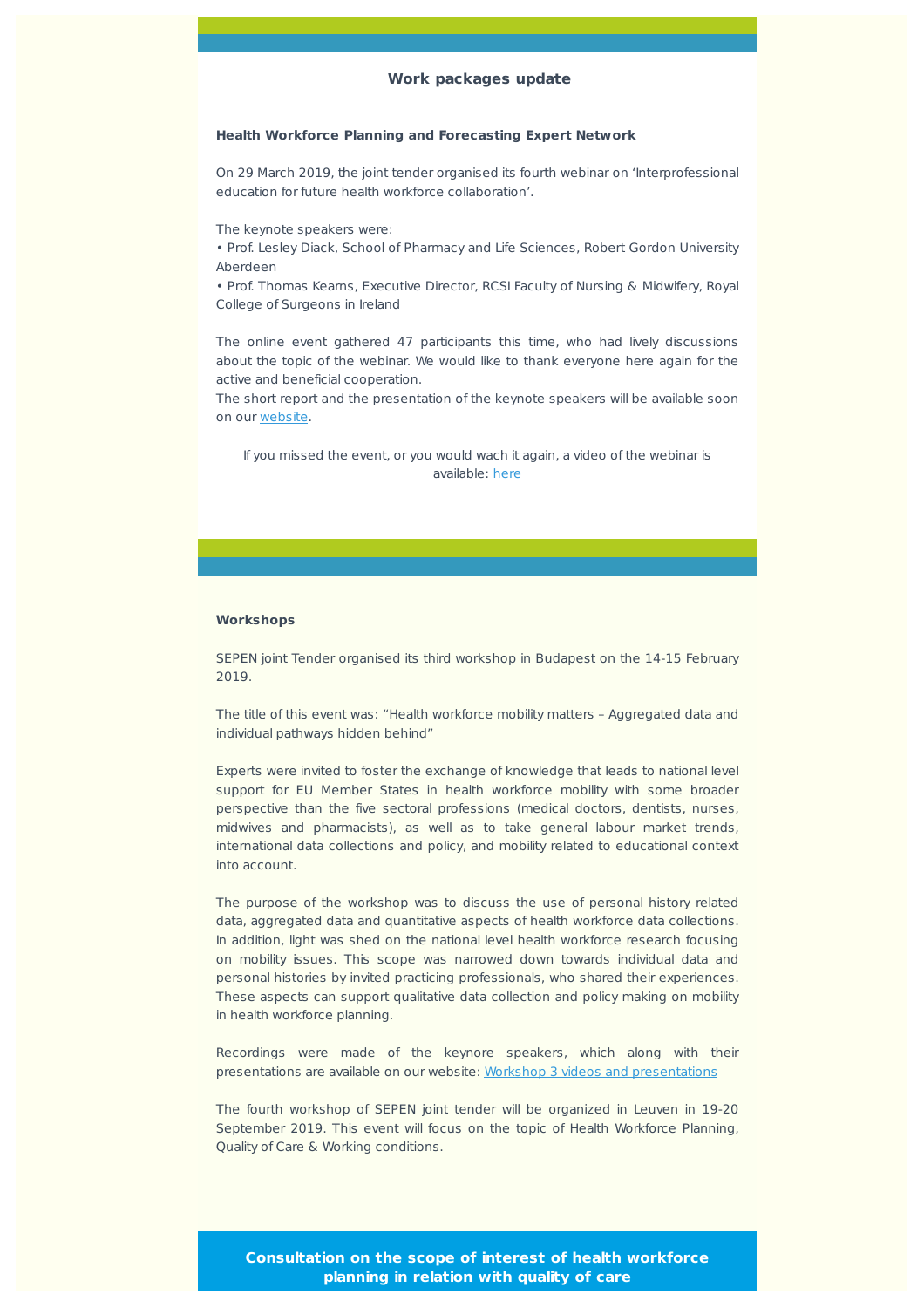## Work packages update

**Health Workforce Planning and Forecasting Expert Network**

On 29 March 2019, the joint tender organised its fourth webinar on 'Interprofessional education for future health workforce collaboration'.

The keynote speakers were:
• Prof. Lesley Diack, School of Pharmacy and Life Sciences, Robert Gordon University Aberdeen
• Prof. Thomas Kearns, Executive Director, RCSI Faculty of Nursing & Midwifery, Royal College of Surgeons in Ireland

The online event gathered 47 participants this time, who had lively discussions about the topic of the webinar. We would like to thank everyone here again for the active and beneficial cooperation.
The short report and the presentation of the keynote speakers will be available soon on our website.

If you missed the event, or you would wach it again, a video of the webinar is available: here

**Workshops**

SEPEN joint Tender organised its third workshop in Budapest on the 14-15 February 2019.

The title of this event was: "Health workforce mobility matters – Aggregated data and individual pathways hidden behind"

Experts were invited to foster the exchange of knowledge that leads to national level support for EU Member States in health workforce mobility with some broader perspective than the five sectoral professions (medical doctors, dentists, nurses, midwives and pharmacists), as well as to take general labour market trends, international data collections and policy, and mobility related to educational context into account.

The purpose of the workshop was to discuss the use of personal history related data, aggregated data and quantitative aspects of health workforce data collections. In addition, light was shed on the national level health workforce research focusing on mobility issues. This scope was narrowed down towards individual data and personal histories by invited practicing professionals, who shared their experiences. These aspects can support qualitative data collection and policy making on mobility in health workforce planning.

Recordings were made of the keynore speakers, which along with their presentations are available on our website: Workshop 3 videos and presentations

The fourth workshop of SEPEN joint tender will be organized in Leuven in 19-20 September 2019. This event will focus on the topic of Health Workforce Planning, Quality of Care & Working conditions.

**Consultation on the scope of interest of health workforce planning in relation with quality of care**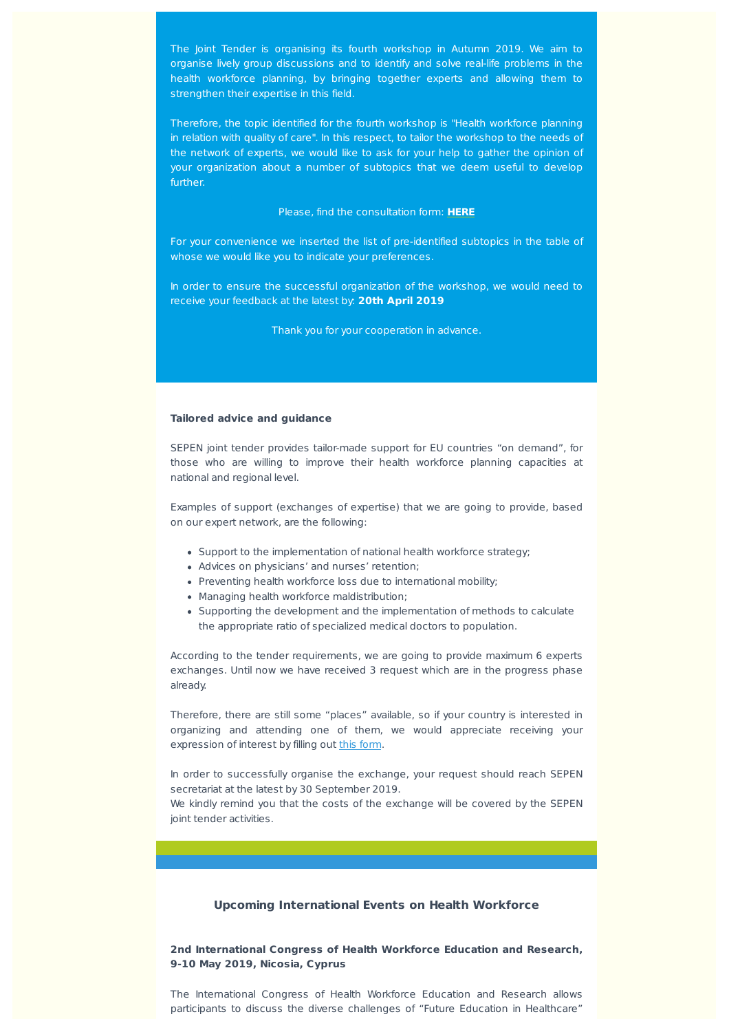The Joint Tender is organising its fourth workshop in Autumn 2019. We aim to organise lively group discussions and to identify and solve real-life problems in the health workforce planning, by bringing together experts and allowing them to strengthen their expertise in this field.

Therefore, the topic identified for the fourth workshop is "Health workforce planning in relation with quality of care". In this respect, to tailor the workshop to the needs of the network of experts, we would like to ask for your help to gather the opinion of your organization about a number of subtopics that we deem useful to develop further.

Please, find the consultation form: **HERE**

For your convenience we inserted the list of pre-identified subtopics in the table of whose we would like you to indicate your preferences.

In order to ensure the successful organization of the workshop, we would need to receive your feedback at the latest by: **20th April 2019**

Thank you for your cooperation in advance.

**Tailored advice and guidance**

SEPEN joint tender provides tailor-made support for EU countries “on demand”, for those who are willing to improve their health workforce planning capacities at national and regional level.

Examples of support (exchanges of expertise) that we are going to provide, based on our expert network, are the following:

- Support to the implementation of national health workforce strategy;
- Advices on physicians’ and nurses’ retention;
- Preventing health workforce loss due to international mobility;
- Managing health workforce maldistribution;
- Supporting the development and the implementation of methods to calculate the appropriate ratio of specialized medical doctors to population.

According to the tender requirements, we are going to provide maximum 6 experts exchanges. Until now we have received 3 request which are in the progress phase already.

Therefore, there are still some “places” available, so if your country is interested in organizing and attending one of them, we would appreciate receiving your expression of interest by filling out this form.

In order to successfully organise the exchange, your request should reach SEPEN secretariat at the latest by 30 September 2019.
We kindly remind you that the costs of the exchange will be covered by the SEPEN joint tender activities.

## Upcoming International Events on Health Workforce

**2nd International Congress of Health Workforce Education and Research, 9-10 May 2019, Nicosia, Cyprus**

The International Congress of Health Workforce Education and Research allows participants to discuss the diverse challenges of “Future Education in Healthcare”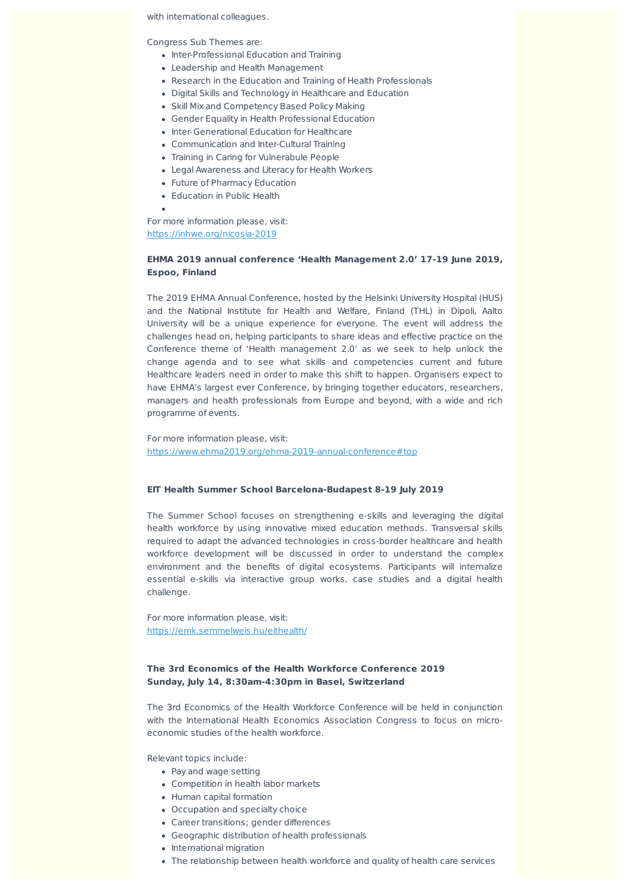with international colleagues.

Congress Sub Themes are:

- Inter-Professional Education and Training
- Leadership and Health Management
- Research in the Education and Training of Health Professionals
- Digital Skills and Technology in Healthcare and Education
- Skill Mix and Competency Based Policy Making
- Gender Equality in Health Professional Education
- Inter-Generational Education for Healthcare
- Communication and Inter-Cultural Training
- Training in Caring for Vulnerabule People
- Legal Awareness and Literacy for Health Workers
- Future of Pharmacy Education
- Education in Public Health

For more information please, visit:
https://inhwe.org/nicosia-2019

**EHMA 2019 annual conference 'Health Management 2.0' 17-19 June 2019, Espoo, Finland**

The 2019 EHMA Annual Conference, hosted by the Helsinki University Hospital (HUS) and the National Institute for Health and Welfare, Finland (THL) in Dipoli, Aalto University will be a unique experience for everyone. The event will address the challenges head on, helping participants to share ideas and effective practice on the Conference theme of 'Health management 2.0' as we seek to help unlock the change agenda and to see what skills and competencies current and future Healthcare leaders need in order to make this shift to happen. Organisers expect to have EHMA's largest ever Conference, by bringing together educators, researchers, managers and health professionals from Europe and beyond, with a wide and rich programme of events.

For more information please, visit:
https://www.ehma2019.org/ehma-2019-annual-conference#top

**EIT Health Summer School Barcelona-Budapest 8-19 July 2019**

The Summer School focuses on strengthening e-skills and leveraging the digital health workforce by using innovative mixed education methods. Transversal skills required to adapt the advanced technologies in cross-border healthcare and health workforce development will be discussed in order to understand the complex environment and the benefits of digital ecosystems. Participants will internalize essential e-skills via interactive group works, case studies and a digital health challenge.

For more information please, visit:
https://emk.semmelweis.hu/eithealth/

**The 3rd Economics of the Health Workforce Conference 2019**
**Sunday, July 14, 8:30am-4:30pm in Basel, Switzerland**

The 3rd Economics of the Health Workforce Conference will be held in conjunction with the International Health Economics Association Congress to focus on micro-economic studies of the health workforce.

Relevant topics include:

- Pay and wage setting
- Competition in health labor markets
- Human capital formation
- Occupation and specialty choice
- Career transitions; gender differences
- Geographic distribution of health professionals
- International migration
- The relationship between health workforce and quality of health care services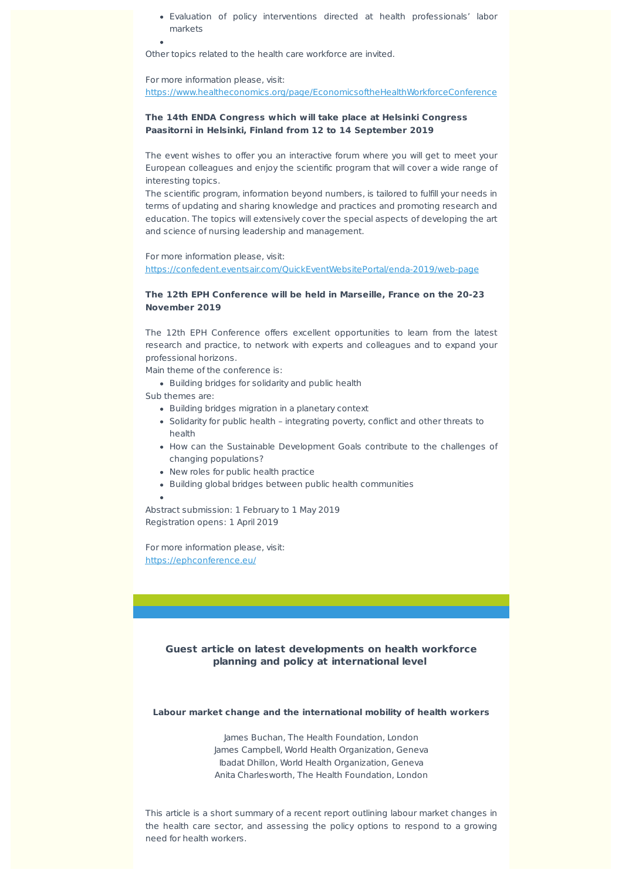- Evaluation of policy interventions directed at health professionals' labor markets

Other topics related to the health care workforce are invited.

For more information please, visit:
https://www.healtheconomics.org/page/EconomicsoftheHealthWorkforceConference

**The 14th ENDA Congress which will take place at Helsinki Congress Paasitorni in Helsinki, Finland from 12 to 14 September 2019**

The event wishes to offer you an interactive forum where you will get to meet your European colleagues and enjoy the scientific program that will cover a wide range of interesting topics.
The scientific program, information beyond numbers, is tailored to fulfill your needs in terms of updating and sharing knowledge and practices and promoting research and education. The topics will extensively cover the special aspects of developing the art and science of nursing leadership and management.

For more information please, visit:
https://confedent.eventsair.com/QuickEventWebsitePortal/enda-2019/web-page

**The 12th EPH Conference will be held in Marseille, France on the 20-23 November 2019**

The 12th EPH Conference offers excellent opportunities to learn from the latest research and practice, to network with experts and colleagues and to expand your professional horizons.
Main theme of the conference is:

- Building bridges for solidarity and public health

Sub themes are:

- Building bridges migration in a planetary context
- Solidarity for public health – integrating poverty, conflict and other threats to health
- How can the Sustainable Development Goals contribute to the challenges of changing populations?
- New roles for public health practice
- Building global bridges between public health communities

Abstract submission: 1 February to 1 May 2019
Registration opens: 1 April 2019

For more information please, visit:
https://ephconference.eu/

## Guest article on latest developments on health workforce planning and policy at international level

### Labour market change and the international mobility of health workers

James Buchan, The Health Foundation, London
James Campbell, World Health Organization, Geneva
Ibadat Dhillon, World Health Organization, Geneva
Anita Charlesworth, The Health Foundation, London

This article is a short summary of a recent report outlining labour market changes in the health care sector, and assessing the policy options to respond to a growing need for health workers.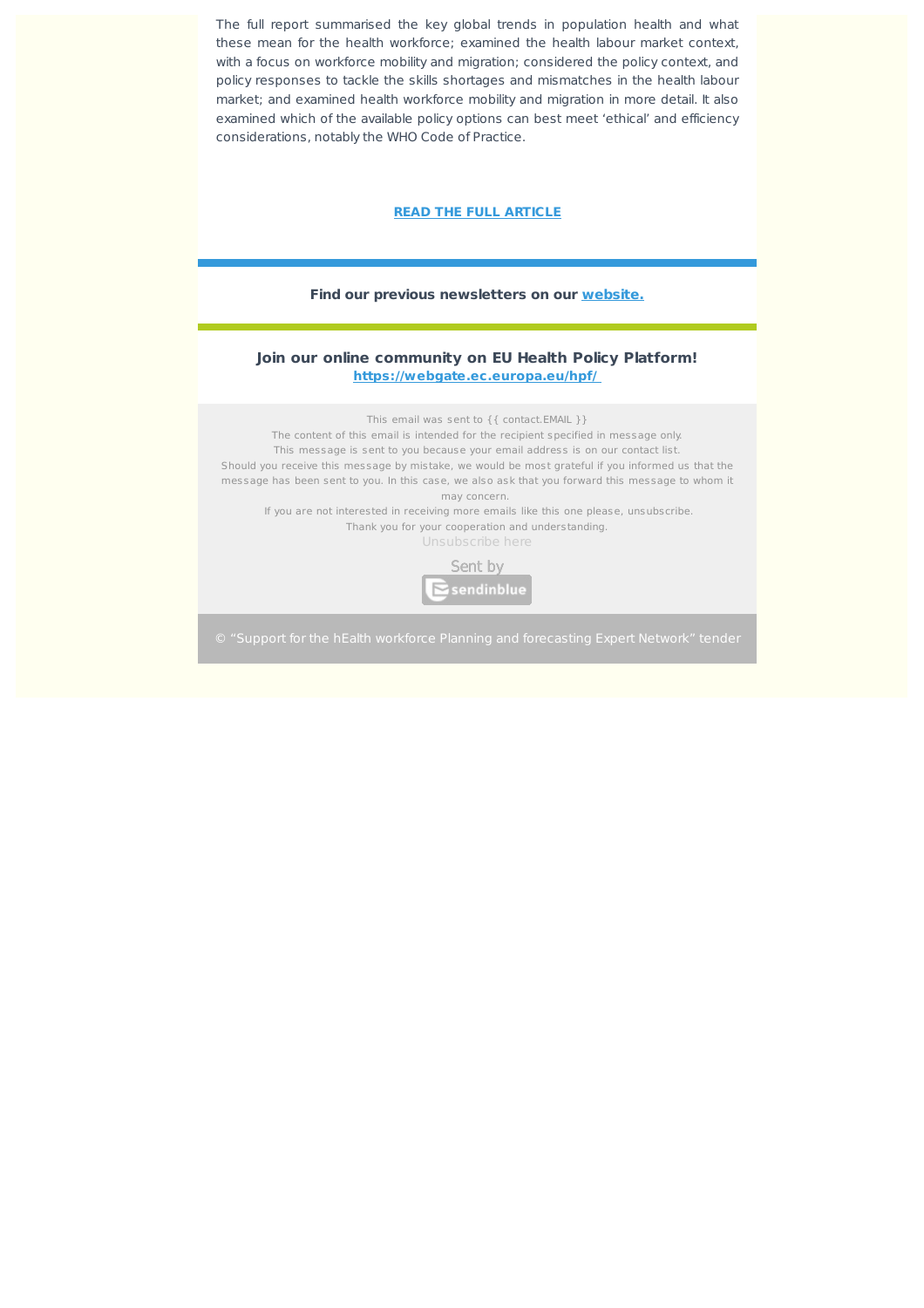The full report summarised the key global trends in population health and what these mean for the health workforce; examined the health labour market context, with a focus on workforce mobility and migration; considered the policy context, and policy responses to tackle the skills shortages and mismatches in the health labour market; and examined health workforce mobility and migration in more detail. It also examined which of the available policy options can best meet 'ethical' and efficiency considerations, notably the WHO Code of Practice.

**READ THE FULL ARTICLE**

**Find our previous newsletters on our website.**

**Join our online community on EU Health Policy Platform!**
**https://webgate.ec.europa.eu/hpf/**

This email was sent to {{ contact.EMAIL }}
The content of this email is intended for the recipient specified in message only.
This message is sent to you because your email address is on our contact list.
Should you receive this message by mistake, we would be most grateful if you informed us that the message has been sent to you. In this case, we also ask that you forward this message to whom it may concern.
If you are not interested in receiving more emails like this one please, unsubscribe.
Thank you for your cooperation and understanding.
Unsubscribe here

Sent by
sendinblue

© "Support for the hEalth workforce Planning and forecasting Expert Network" tender